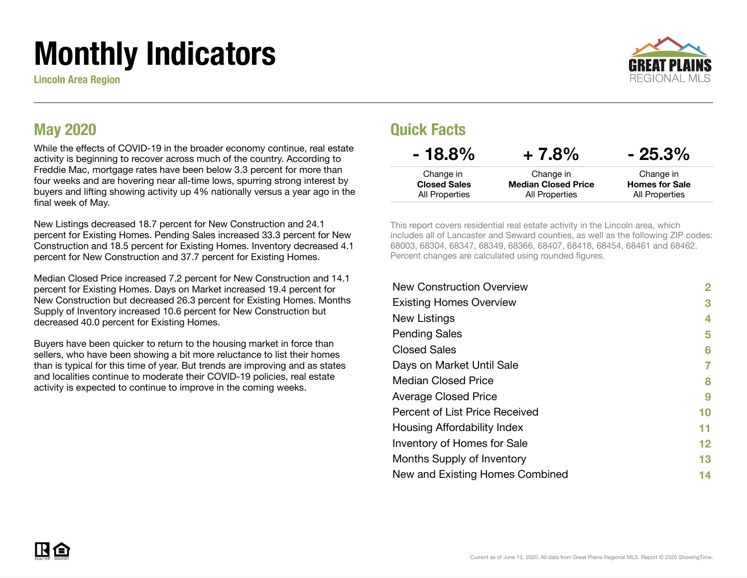# Monthly Indicators

Lincoln Area Region

GREAT PLAINS REGIONAL MLS

## May 2020

While the effects of COVID-19 in the broader economy continue, real estate activity is beginning to recover across much of the country. According to Freddie Mac, mortgage rates have been below 3.3 percent for more than four weeks and are hovering near all-time lows, spurring strong interest by buyers and lifting showing activity up 4% nationally versus a year ago in the final week of May.

New Listings decreased 18.7 percent for New Construction and 24.1 percent for Existing Homes. Pending Sales increased 33.3 percent for New Construction and 18.5 percent for Existing Homes. Inventory decreased 4.1 percent for New Construction and 37.7 percent for Existing Homes.

Median Closed Price increased 7.2 percent for New Construction and 14.1 percent for Existing Homes. Days on Market increased 19.4 percent for New Construction but decreased 26.3 percent for Existing Homes. Months Supply of Inventory increased 10.6 percent for New Construction but decreased 40.0 percent for Existing Homes.

Buyers have been quicker to return to the housing market in force than sellers, who have been showing a bit more reluctance to list their homes than is typical for this time of year. But trends are improving and as states and localities continue to moderate their COVID-19 policies, real estate activity is expected to continue to improve in the coming weeks.

## Quick Facts

| - 18.8% | + 7.8% | - 25.3% |
|---|---|---|
| Change in **Closed Sales** All Properties | Change in **Median Closed Price** All Properties | Change in **Homes for Sale** All Properties |

This report covers residential real estate activity in the Lincoln area, which includes all of Lancaster and Seward counties, as well as the following ZIP codes: 68003, 68304, 68347, 68349, 68366, 68407, 68418, 68454, 68461 and 68462. Percent changes are calculated using rounded figures.

| | |
|---|---|
| New Construction Overview | 2 |
| Existing Homes Overview | 3 |
| New Listings | 4 |
| Pending Sales | 5 |
| Closed Sales | 6 |
| Days on Market Until Sale | 7 |
| Median Closed Price | 8 |
| Average Closed Price | 9 |
| Percent of List Price Received | 10 |
| Housing Affordability Index | 11 |
| Inventory of Homes for Sale | 12 |
| Months Supply of Inventory | 13 |
| New and Existing Homes Combined | 14 |

Current as of June 13, 2020. All data from Great Plains Regional MLS. Report © 2020 ShowingTime.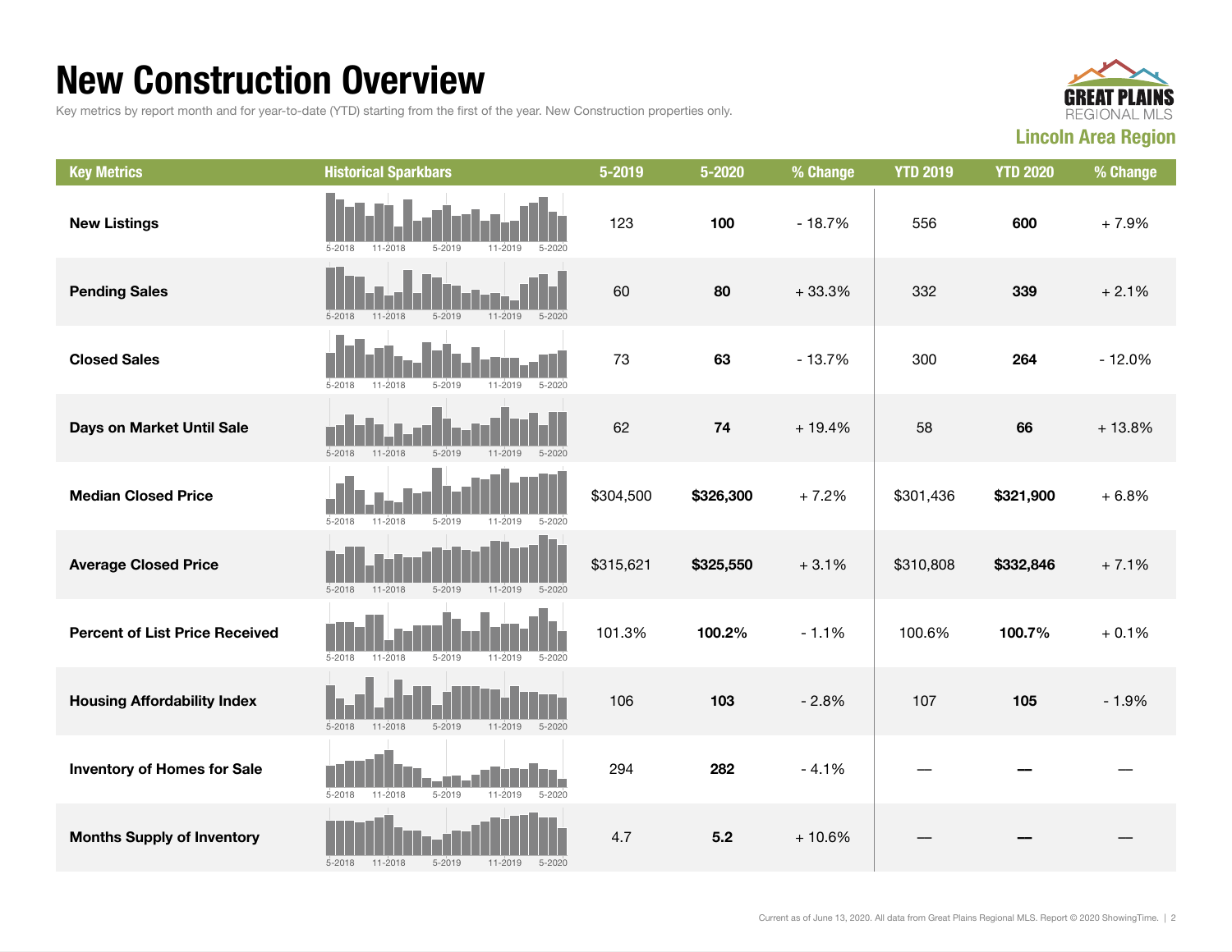# New Construction Overview

Key metrics by report month and for year-to-date (YTD) starting from the first of the year. New Construction properties only.

**Lincoln Area Region**

| Key Metrics | Historical Sparkbars | 5-2019 | 5-2020 | % Change | YTD 2019 | YTD 2020 | % Change |
|---|---|---|---|---|---|---|---|
| **New Listings** | 5-2018 11-2018 5-2019 11-2019 5-2020 | 123 | **100** | - 18.7% | 556 | **600** | + 7.9% |
| **Pending Sales** | 5-2018 11-2018 5-2019 11-2019 5-2020 | 60 | **80** | + 33.3% | 332 | **339** | + 2.1% |
| **Closed Sales** | 5-2018 11-2018 5-2019 11-2019 5-2020 | 73 | **63** | - 13.7% | 300 | **264** | - 12.0% |
| **Days on Market Until Sale** | 5-2018 11-2018 5-2019 11-2019 5-2020 | 62 | **74** | + 19.4% | 58 | **66** | + 13.8% |
| **Median Closed Price** | 5-2018 11-2018 5-2019 11-2019 5-2020 | $304,500 | **$326,300** | + 7.2% | $301,436 | **$321,900** | + 6.8% |
| **Average Closed Price** | 5-2018 11-2018 5-2019 11-2019 5-2020 | $315,621 | **$325,550** | + 3.1% | $310,808 | **$332,846** | + 7.1% |
| **Percent of List Price Received** | 5-2018 11-2018 5-2019 11-2019 5-2020 | 101.3% | **100.2%** | - 1.1% | 100.6% | **100.7%** | + 0.1% |
| **Housing Affordability Index** | 5-2018 11-2018 5-2019 11-2019 5-2020 | 106 | **103** | - 2.8% | 107 | **105** | - 1.9% |
| **Inventory of Homes for Sale** | 5-2018 11-2018 5-2019 11-2019 5-2020 | 294 | **282** | - 4.1% | — | **—** | — |
| **Months Supply of Inventory** | 5-2018 11-2018 5-2019 11-2019 5-2020 | 4.7 | **5.2** | + 10.6% | — | **—** | — |

Current as of June 13, 2020. All data from Great Plains Regional MLS. Report © 2020 ShowingTime.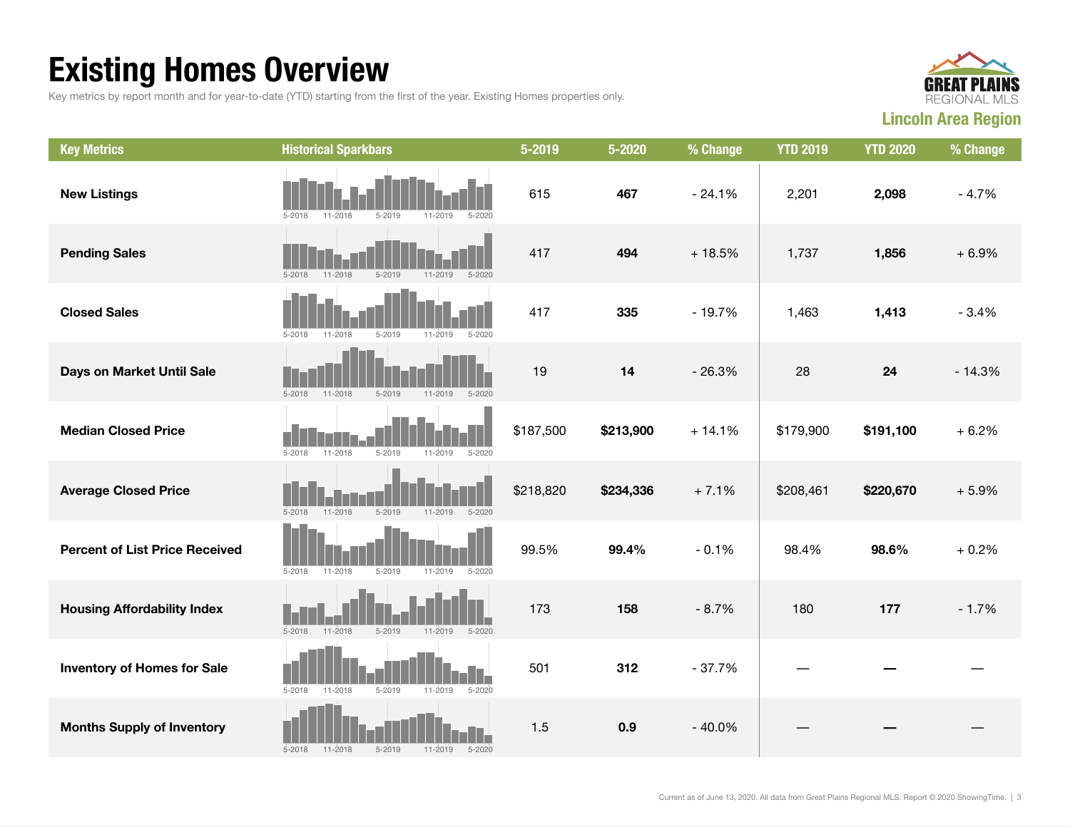# Existing Homes Overview

Key metrics by report month and for year-to-date (YTD) starting from the first of the year. Existing Homes properties only.

**Lincoln Area Region**

| Key Metrics | Historical Sparkbars | 5-2019 | 5-2020 | % Change | YTD 2019 | YTD 2020 | % Change |
|---|---|---|---|---|---|---|---|
| **New Listings** | 5-2018 11-2018 5-2019 11-2019 5-2020 | 615 | **467** | - 24.1% | 2,201 | **2,098** | - 4.7% |
| **Pending Sales** | 5-2018 11-2018 5-2019 11-2019 5-2020 | 417 | **494** | + 18.5% | 1,737 | **1,856** | + 6.9% |
| **Closed Sales** | 5-2018 11-2018 5-2019 11-2019 5-2020 | 417 | **335** | - 19.7% | 1,463 | **1,413** | - 3.4% |
| **Days on Market Until Sale** | 5-2018 11-2018 5-2019 11-2019 5-2020 | 19 | **14** | - 26.3% | 28 | **24** | - 14.3% |
| **Median Closed Price** | 5-2018 11-2018 5-2019 11-2019 5-2020 | $187,500 | **$213,900** | + 14.1% | $179,900 | **$191,100** | + 6.2% |
| **Average Closed Price** | 5-2018 11-2018 5-2019 11-2019 5-2020 | $218,820 | **$234,336** | + 7.1% | $208,461 | **$220,670** | + 5.9% |
| **Percent of List Price Received** | 5-2018 11-2018 5-2019 11-2019 5-2020 | 99.5% | **99.4%** | - 0.1% | 98.4% | **98.6%** | + 0.2% |
| **Housing Affordability Index** | 5-2018 11-2018 5-2019 11-2019 5-2020 | 173 | **158** | - 8.7% | 180 | **177** | - 1.7% |
| **Inventory of Homes for Sale** | 5-2018 11-2018 5-2019 11-2019 5-2020 | 501 | **312** | - 37.7% | — | **—** | — |
| **Months Supply of Inventory** | 5-2018 11-2018 5-2019 11-2019 5-2020 | 1.5 | **0.9** | - 40.0% | — | **—** | — |

Current as of June 13, 2020. All data from Great Plains Regional MLS. Report © 2020 ShowingTime.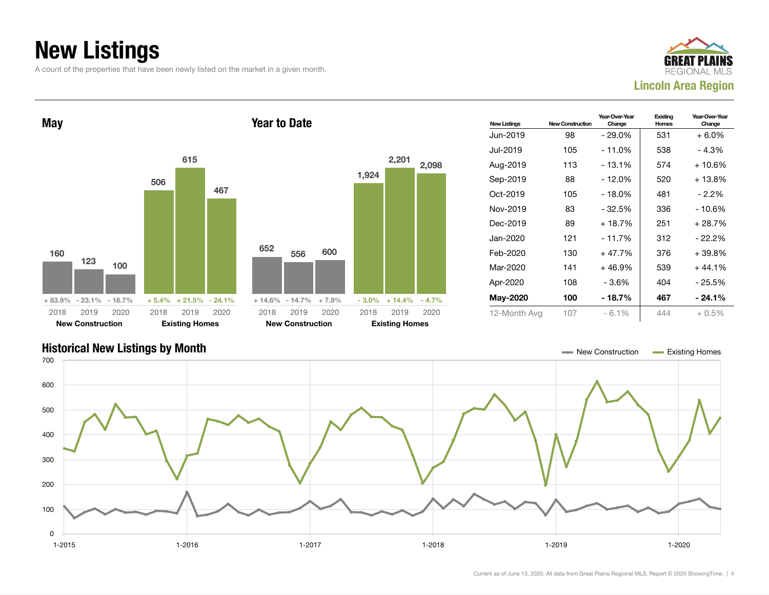# New Listings

A count of the properties that have been newly listed on the market in a given month.

GREAT PLAINS REGIONAL MLS

**Lincoln Area Region**

## May

| | 2018 | 2019 | 2020 |
|---|---|---|---|
| New Construction | 160 | 123 | 100 |
| Change | + 83.9% | - 23.1% | - 18.7% |
| Existing Homes | 506 | 615 | 467 |
| Change | + 5.4% | + 21.5% | - 24.1% |

## Year to Date

| | 2018 | 2019 | 2020 |
|---|---|---|---|
| New Construction | 652 | 556 | 600 |
| Change | + 14.6% | - 14.7% | + 7.9% |
| Existing Homes | 1,924 | 2,201 | 2,098 |
| Change | - 3.0% | + 14.4% | - 4.7% |

| New Listings | New Construction | Year-Over-Year Change | Existing Homes | Year-Over-Year Change |
|---|---|---|---|---|
| Jun-2019 | 98 | - 29.0% | 531 | + 6.0% |
| Jul-2019 | 105 | - 11.0% | 538 | - 4.3% |
| Aug-2019 | 113 | - 13.1% | 574 | + 10.6% |
| Sep-2019 | 88 | - 12.0% | 520 | + 13.8% |
| Oct-2019 | 105 | - 18.0% | 481 | - 2.2% |
| Nov-2019 | 83 | - 32.5% | 336 | - 10.6% |
| Dec-2019 | 89 | + 18.7% | 251 | + 28.7% |
| Jan-2020 | 121 | - 11.7% | 312 | - 22.2% |
| Feb-2020 | 130 | + 47.7% | 376 | + 39.8% |
| Mar-2020 | 141 | + 46.9% | 539 | + 44.1% |
| Apr-2020 | 108 | - 3.6% | 404 | - 25.5% |
| **May-2020** | **100** | **- 18.7%** | **467** | **- 24.1%** |
| 12-Month Avg | 107 | - 6.1% | 444 | + 0.5% |

## Historical New Listings by Month

New Construction | Existing Homes

Current as of June 13, 2020. All data from Great Plains Regional MLS. Report © 2020 ShowingTime.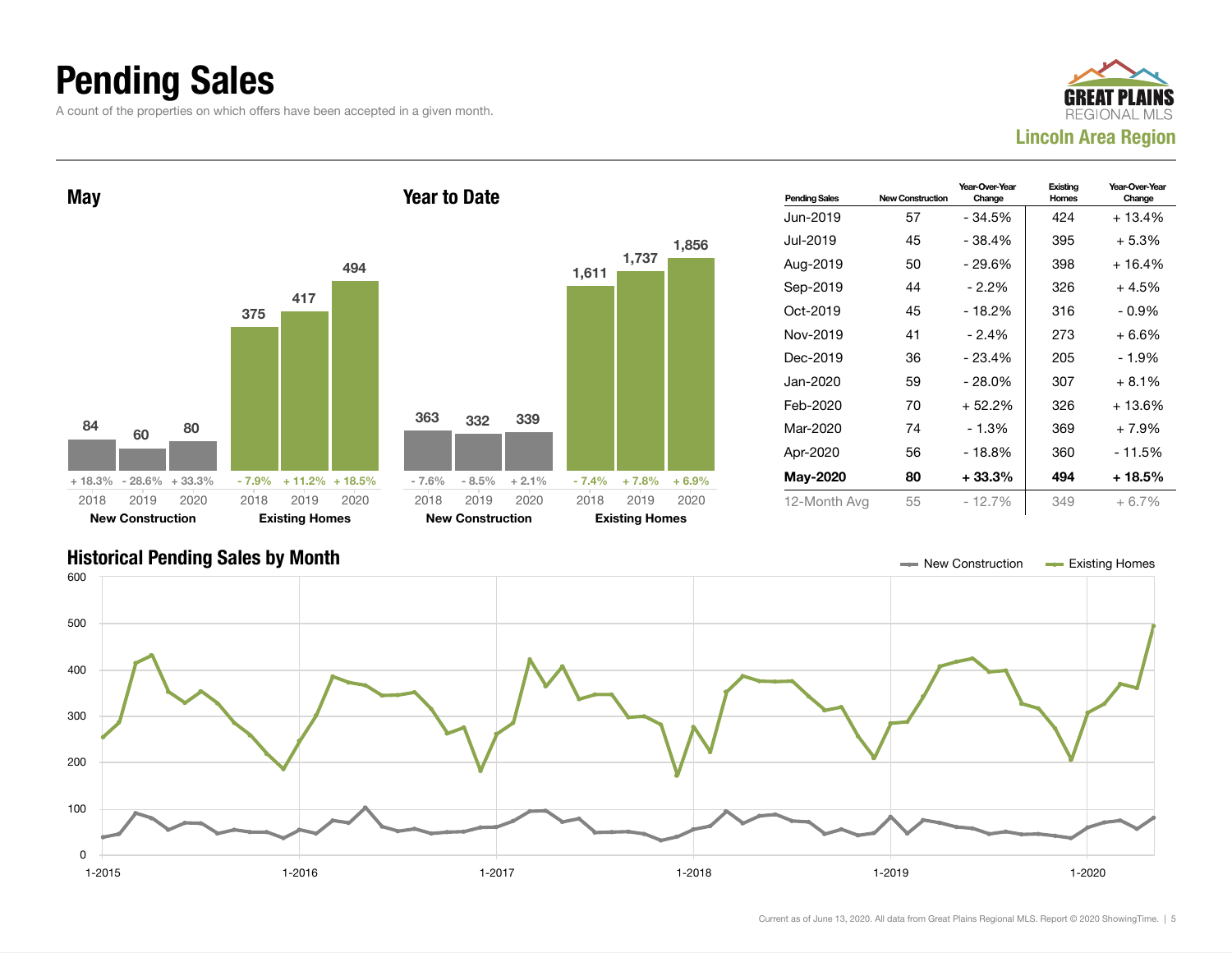# Pending Sales

A count of the properties on which offers have been accepted in a given month.

GREAT PLAINS REGIONAL MLS
**Lincoln Area Region**

## May

| | 2018 | 2019 | 2020 |
|---|---|---|---|
| **New Construction** | 84 | 60 | 80 |
| Change | + 18.3% | - 28.6% | + 33.3% |
| **Existing Homes** | 375 | 417 | 494 |
| Change | - 7.9% | + 11.2% | + 18.5% |

## Year to Date

| | 2018 | 2019 | 2020 |
|---|---|---|---|
| **New Construction** | 363 | 332 | 339 |
| Change | - 7.6% | - 8.5% | + 2.1% |
| **Existing Homes** | 1,611 | 1,737 | 1,856 |
| Change | - 7.4% | + 7.8% | + 6.9% |

| Pending Sales | New Construction | Year-Over-Year Change | Existing Homes | Year-Over-Year Change |
|---|---|---|---|---|
| Jun-2019 | 57 | - 34.5% | 424 | + 13.4% |
| Jul-2019 | 45 | - 38.4% | 395 | + 5.3% |
| Aug-2019 | 50 | - 29.6% | 398 | + 16.4% |
| Sep-2019 | 44 | - 2.2% | 326 | + 4.5% |
| Oct-2019 | 45 | - 18.2% | 316 | - 0.9% |
| Nov-2019 | 41 | - 2.4% | 273 | + 6.6% |
| Dec-2019 | 36 | - 23.4% | 205 | - 1.9% |
| Jan-2020 | 59 | - 28.0% | 307 | + 8.1% |
| Feb-2020 | 70 | + 52.2% | 326 | + 13.6% |
| Mar-2020 | 74 | - 1.3% | 369 | + 7.9% |
| Apr-2020 | 56 | - 18.8% | 360 | - 11.5% |
| **May-2020** | **80** | **+ 33.3%** | **494** | **+ 18.5%** |
| 12-Month Avg | 55 | - 12.7% | 349 | + 6.7% |

## Historical Pending Sales by Month

New Construction — Existing Homes

Current as of June 13, 2020. All data from Great Plains Regional MLS. Report © 2020 ShowingTime.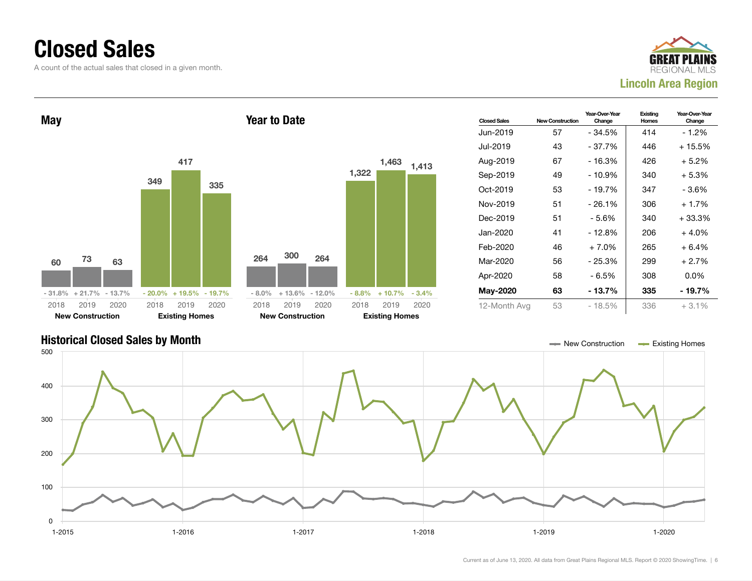# Closed Sales

A count of the actual sales that closed in a given month.

GREAT PLAINS REGIONAL MLS
**Lincoln Area Region**

## May

| | 2018 | 2019 | 2020 |
|---|---|---|---|
| New Construction | 60 | 73 | 63 |
| Change | - 31.8% | + 21.7% | - 13.7% |
| Existing Homes | 349 | 417 | 335 |
| Change | - 20.0% | + 19.5% | - 19.7% |

## Year to Date

| | 2018 | 2019 | 2020 |
|---|---|---|---|
| New Construction | 264 | 300 | 264 |
| Change | - 8.0% | + 13.6% | - 12.0% |
| Existing Homes | 1,322 | 1,463 | 1,413 |
| Change | - 8.8% | + 10.7% | - 3.4% |

| Closed Sales | New Construction | Year-Over-Year Change | Existing Homes | Year-Over-Year Change |
|---|---|---|---|---|
| Jun-2019 | 57 | - 34.5% | 414 | - 1.2% |
| Jul-2019 | 43 | - 37.7% | 446 | + 15.5% |
| Aug-2019 | 67 | - 16.3% | 426 | + 5.2% |
| Sep-2019 | 49 | - 10.9% | 340 | + 5.3% |
| Oct-2019 | 53 | - 19.7% | 347 | - 3.6% |
| Nov-2019 | 51 | - 26.1% | 306 | + 1.7% |
| Dec-2019 | 51 | - 5.6% | 340 | + 33.3% |
| Jan-2020 | 41 | - 12.8% | 206 | + 4.0% |
| Feb-2020 | 46 | + 7.0% | 265 | + 6.4% |
| Mar-2020 | 56 | - 25.3% | 299 | + 2.7% |
| Apr-2020 | 58 | - 6.5% | 308 | 0.0% |
| **May-2020** | **63** | **- 13.7%** | **335** | **- 19.7%** |
| 12-Month Avg | 53 | - 18.5% | 336 | + 3.1% |

## Historical Closed Sales by Month

New Construction — Existing Homes

Current as of June 13, 2020. All data from Great Plains Regional MLS. Report © 2020 ShowingTime.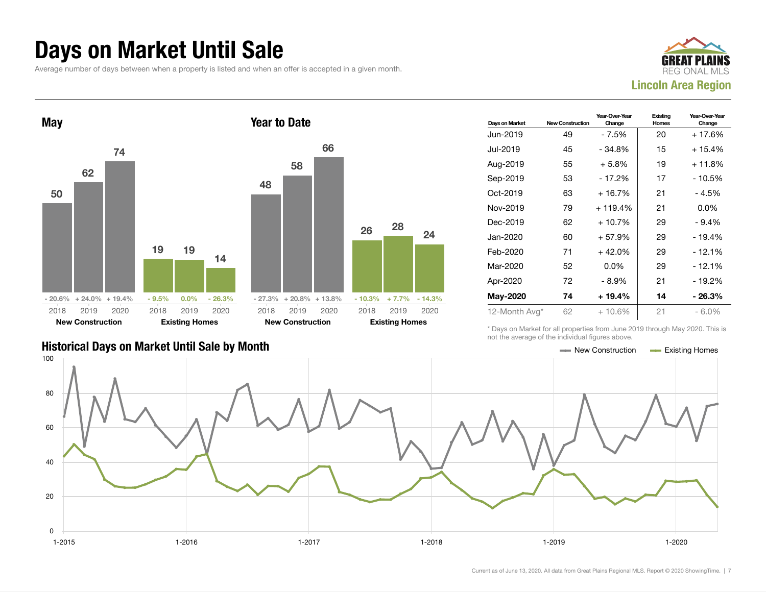# Days on Market Until Sale

Average number of days between when a property is listed and when an offer is accepted in a given month.

**Lincoln Area Region**

## May

| | 2018 | 2019 | 2020 |
|---|---|---|---|
| New Construction | 50 | 62 | 74 |
| Change | - 20.6% | + 24.0% | + 19.4% |
| Existing Homes | 19 | 19 | 14 |
| Change | - 9.5% | 0.0% | - 26.3% |

## Year to Date

| | 2018 | 2019 | 2020 |
|---|---|---|---|
| New Construction | 48 | 58 | 66 |
| Change | - 27.3% | + 20.8% | + 13.8% |
| Existing Homes | 26 | 28 | 24 |
| Change | - 10.3% | + 7.7% | - 14.3% |

| Days on Market | New Construction | Year-Over-Year Change | Existing Homes | Year-Over-Year Change |
|---|---|---|---|---|
| Jun-2019 | 49 | - 7.5% | 20 | + 17.6% |
| Jul-2019 | 45 | - 34.8% | 15 | + 15.4% |
| Aug-2019 | 55 | + 5.8% | 19 | + 11.8% |
| Sep-2019 | 53 | - 17.2% | 17 | - 10.5% |
| Oct-2019 | 63 | + 16.7% | 21 | - 4.5% |
| Nov-2019 | 79 | + 119.4% | 21 | 0.0% |
| Dec-2019 | 62 | + 10.7% | 29 | - 9.4% |
| Jan-2020 | 60 | + 57.9% | 29 | - 19.4% |
| Feb-2020 | 71 | + 42.0% | 29 | - 12.1% |
| Mar-2020 | 52 | 0.0% | 29 | - 12.1% |
| Apr-2020 | 72 | - 8.9% | 21 | - 19.2% |
| **May-2020** | **74** | **+ 19.4%** | **14** | **- 26.3%** |
| 12-Month Avg* | 62 | + 10.6% | 21 | - 6.0% |

\* Days on Market for all properties from June 2019 through May 2020. This is not the average of the individual figures above.

## Historical Days on Market Until Sale by Month

New Construction — Existing Homes

Current as of June 13, 2020. All data from Great Plains Regional MLS. Report © 2020 ShowingTime.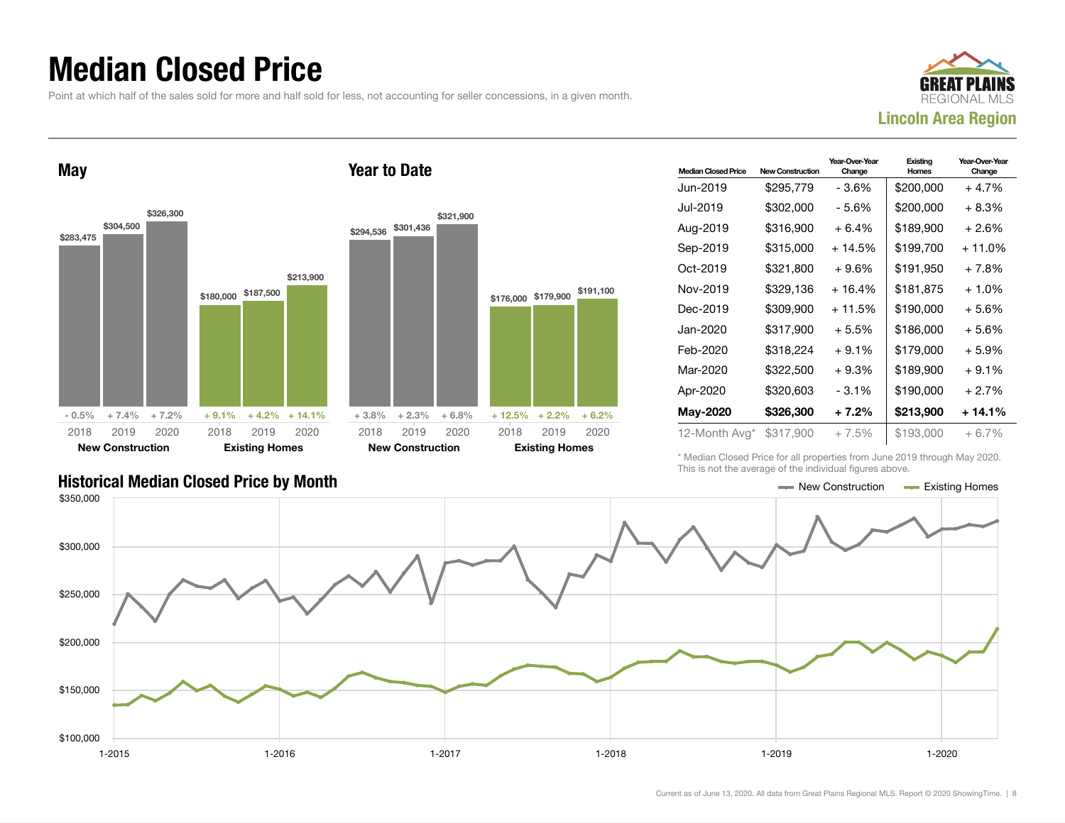# Median Closed Price

Point at which half of the sales sold for more and half sold for less, not accounting for seller concessions, in a given month.

GREAT PLAINS REGIONAL MLS
**Lincoln Area Region**

## May

| | 2018 | 2019 | 2020 |
|---|---|---|---|
| New Construction | $283,475 (- 0.5%) | $304,500 (+ 7.4%) | $326,300 (+ 7.2%) |
| Existing Homes | $180,000 (+ 9.1%) | $187,500 (+ 4.2%) | $213,900 (+ 14.1%) |

## Year to Date

| | 2018 | 2019 | 2020 |
|---|---|---|---|
| New Construction | $294,536 (+ 3.8%) | $301,436 (+ 2.3%) | $321,900 (+ 6.8%) |
| Existing Homes | $176,000 (+ 12.5%) | $179,900 (+ 2.2%) | $191,100 (+ 6.2%) |

| Median Closed Price | New Construction | Year-Over-Year Change | Existing Homes | Year-Over-Year Change |
|---|---|---|---|---|
| Jun-2019 | $295,779 | - 3.6% | $200,000 | + 4.7% |
| Jul-2019 | $302,000 | - 5.6% | $200,000 | + 8.3% |
| Aug-2019 | $316,900 | + 6.4% | $189,900 | + 2.6% |
| Sep-2019 | $315,000 | + 14.5% | $199,700 | + 11.0% |
| Oct-2019 | $321,800 | + 9.6% | $191,950 | + 7.8% |
| Nov-2019 | $329,136 | + 16.4% | $181,875 | + 1.0% |
| Dec-2019 | $309,900 | + 11.5% | $190,000 | + 5.6% |
| Jan-2020 | $317,900 | + 5.5% | $186,000 | + 5.6% |
| Feb-2020 | $318,224 | + 9.1% | $179,000 | + 5.9% |
| Mar-2020 | $322,500 | + 9.3% | $189,900 | + 9.1% |
| Apr-2020 | $320,603 | - 3.1% | $190,000 | + 2.7% |
| **May-2020** | **$326,300** | **+ 7.2%** | **$213,900** | **+ 14.1%** |
| 12-Month Avg* | $317,900 | + 7.5% | $193,000 | + 6.7% |

\* Median Closed Price for all properties from June 2019 through May 2020. This is not the average of the individual figures above.

## Historical Median Closed Price by Month

New Construction — Existing Homes

Current as of June 13, 2020. All data from Great Plains Regional MLS. Report © 2020 ShowingTime.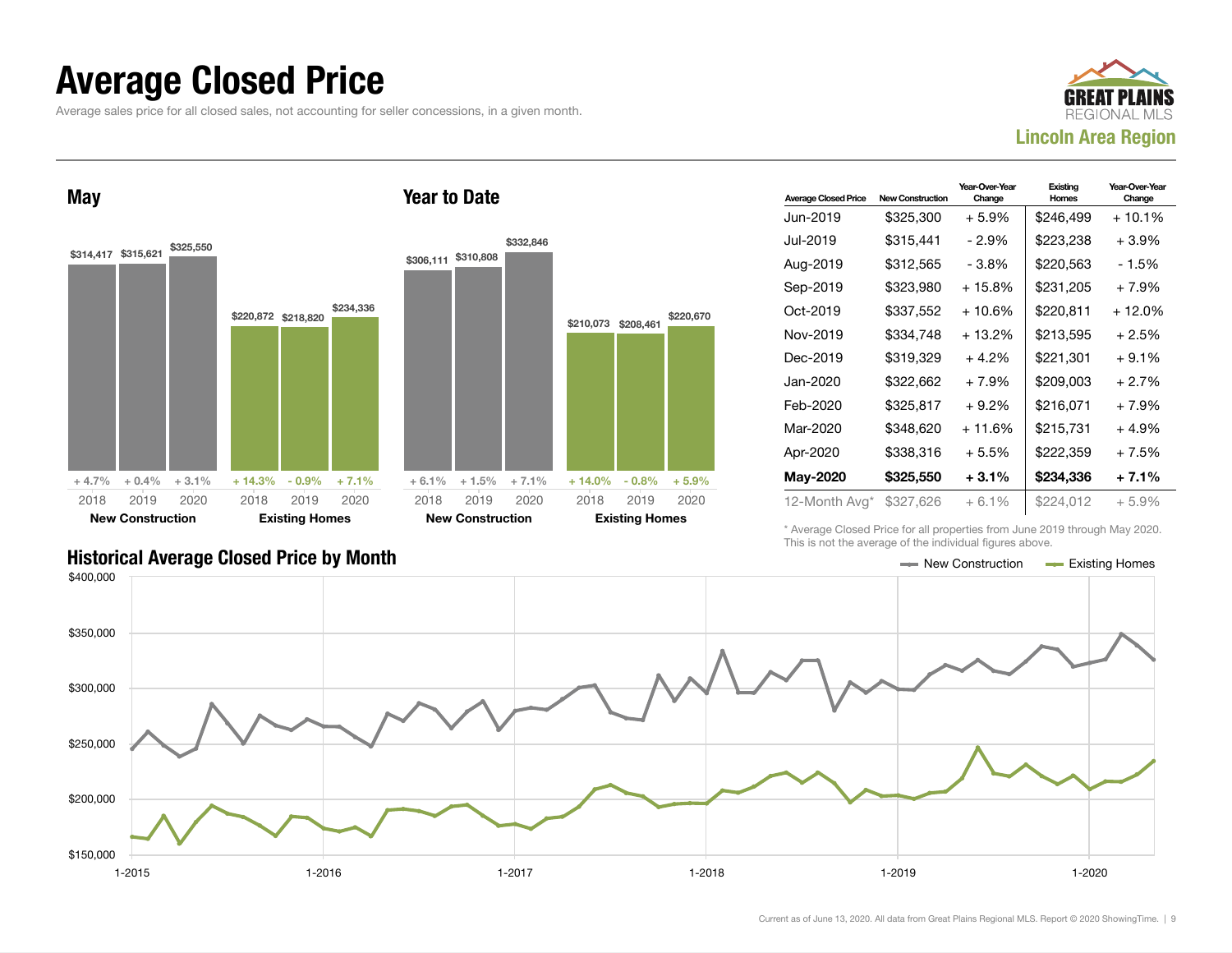# Average Closed Price

Average sales price for all closed sales, not accounting for seller concessions, in a given month.

GREAT PLAINS REGIONAL MLS
**Lincoln Area Region**

## May

| | 2018 | 2019 | 2020 |
|---|---|---|---|
| New Construction | $314,417 | $315,621 | $325,550 |
| YoY Change | + 4.7% | + 0.4% | + 3.1% |
| Existing Homes | $220,872 | $218,820 | $234,336 |
| YoY Change | + 14.3% | - 0.9% | + 7.1% |

## Year to Date

| | 2018 | 2019 | 2020 |
|---|---|---|---|
| New Construction | $306,111 | $310,808 | $332,846 |
| YoY Change | + 6.1% | + 1.5% | + 7.1% |
| Existing Homes | $210,073 | $208,461 | $220,670 |
| YoY Change | + 14.0% | - 0.8% | + 5.9% |

| Average Closed Price | New Construction | Year-Over-Year Change | Existing Homes | Year-Over-Year Change |
|---|---|---|---|---|
| Jun-2019 | $325,300 | + 5.9% | $246,499 | + 10.1% |
| Jul-2019 | $315,441 | - 2.9% | $223,238 | + 3.9% |
| Aug-2019 | $312,565 | - 3.8% | $220,563 | - 1.5% |
| Sep-2019 | $323,980 | + 15.8% | $231,205 | + 7.9% |
| Oct-2019 | $337,552 | + 10.6% | $220,811 | + 12.0% |
| Nov-2019 | $334,748 | + 13.2% | $213,595 | + 2.5% |
| Dec-2019 | $319,329 | + 4.2% | $221,301 | + 9.1% |
| Jan-2020 | $322,662 | + 7.9% | $209,003 | + 2.7% |
| Feb-2020 | $325,817 | + 9.2% | $216,071 | + 7.9% |
| Mar-2020 | $348,620 | + 11.6% | $215,731 | + 4.9% |
| Apr-2020 | $338,316 | + 5.5% | $222,359 | + 7.5% |
| **May-2020** | **$325,550** | **+ 3.1%** | **$234,336** | **+ 7.1%** |
| 12-Month Avg* | $327,626 | + 6.1% | $224,012 | + 5.9% |

\* Average Closed Price for all properties from June 2019 through May 2020. This is not the average of the individual figures above.

## Historical Average Closed Price by Month

New Construction / Existing Homes

Current as of June 13, 2020. All data from Great Plains Regional MLS. Report © 2020 ShowingTime.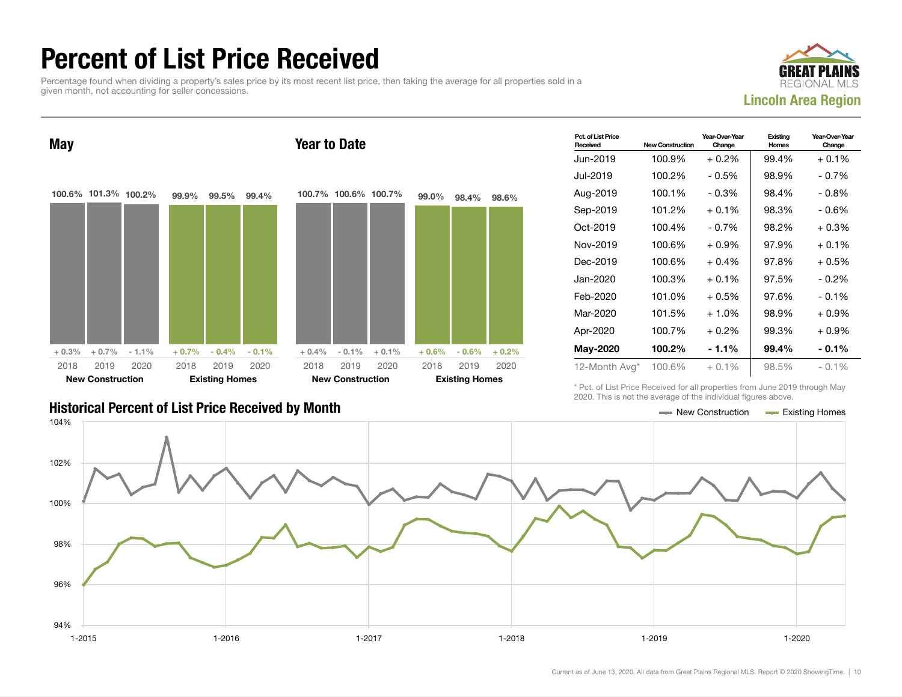# Percent of List Price Received

Percentage found when dividing a property's sales price by its most recent list price, then taking the average for all properties sold in a given month, not accounting for seller concessions.

GREAT PLAINS REGIONAL MLS

**Lincoln Area Region**

## May

| | 2018 | 2019 | 2020 |
|---|---|---|---|
| **New Construction** | 100.6% (+ 0.3%) | 101.3% (+ 0.7%) | 100.2% (- 1.1%) |
| **Existing Homes** | 99.9% (+ 0.7%) | 99.5% (- 0.4%) | 99.4% (- 0.1%) |

## Year to Date

| | 2018 | 2019 | 2020 |
|---|---|---|---|
| **New Construction** | 100.7% (+ 0.4%) | 100.6% (- 0.1%) | 100.7% (+ 0.1%) |
| **Existing Homes** | 99.0% (+ 0.6%) | 98.4% (- 0.6%) | 98.6% (+ 0.2%) |

| Pct. of List Price Received | New Construction | Year-Over-Year Change | Existing Homes | Year-Over-Year Change |
|---|---|---|---|---|
| Jun-2019 | 100.9% | + 0.2% | 99.4% | + 0.1% |
| Jul-2019 | 100.2% | - 0.5% | 98.9% | - 0.7% |
| Aug-2019 | 100.1% | - 0.3% | 98.4% | - 0.8% |
| Sep-2019 | 101.2% | + 0.1% | 98.3% | - 0.6% |
| Oct-2019 | 100.4% | - 0.7% | 98.2% | + 0.3% |
| Nov-2019 | 100.6% | + 0.9% | 97.9% | + 0.1% |
| Dec-2019 | 100.6% | + 0.4% | 97.8% | + 0.5% |
| Jan-2020 | 100.3% | + 0.1% | 97.5% | - 0.2% |
| Feb-2020 | 101.0% | + 0.5% | 97.6% | - 0.1% |
| Mar-2020 | 101.5% | + 1.0% | 98.9% | + 0.9% |
| Apr-2020 | 100.7% | + 0.2% | 99.3% | + 0.9% |
| **May-2020** | **100.2%** | **- 1.1%** | **99.4%** | **- 0.1%** |
| 12-Month Avg* | 100.6% | + 0.1% | 98.5% | - 0.1% |

\* Pct. of List Price Received for all properties from June 2019 through May 2020. This is not the average of the individual figures above.

## Historical Percent of List Price Received by Month

New Construction — Existing Homes

Y-axis: 94%, 96%, 98%, 100%, 102%, 104%

X-axis: 1-2015, 1-2016, 1-2017, 1-2018, 1-2019, 1-2020

Current as of June 13, 2020. All data from Great Plains Regional MLS. Report © 2020 ShowingTime.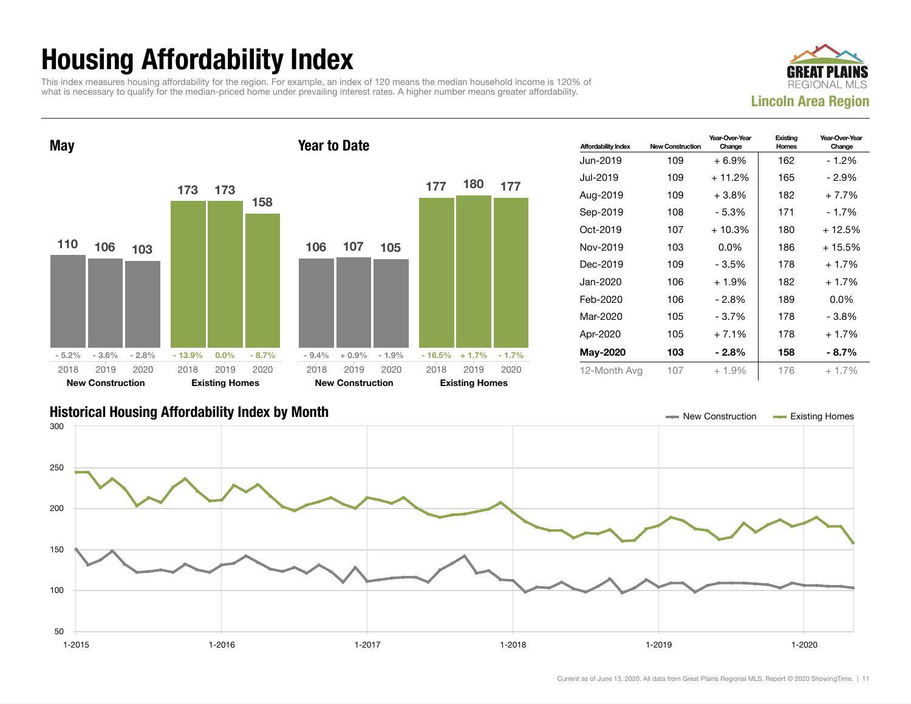# Housing Affordability Index

This index measures housing affordability for the region. For example, an index of 120 means the median household income is 120% of what is necessary to qualify for the median-priced home under prevailing interest rates. A higher number means greater affordability.

GREAT PLAINS REGIONAL MLS

**Lincoln Area Region**

## May

| | 2018 | 2019 | 2020 |
|---|---|---|---|
| New Construction | 110 | 106 | 103 |
| Year-over-year change | - 5.2% | - 3.6% | - 2.8% |
| Existing Homes | 173 | 173 | 158 |
| Year-over-year change | - 13.9% | 0.0% | - 8.7% |

## Year to Date

| | 2018 | 2019 | 2020 |
|---|---|---|---|
| New Construction | 106 | 107 | 105 |
| Year-over-year change | - 9.4% | + 0.9% | - 1.9% |
| Existing Homes | 177 | 180 | 177 |
| Year-over-year change | - 16.5% | + 1.7% | - 1.7% |

| Affordability Index | New Construction | Year-Over-Year Change | Existing Homes | Year-Over-Year Change |
|---|---|---|---|---|
| Jun-2019 | 109 | + 6.9% | 162 | - 1.2% |
| Jul-2019 | 109 | + 11.2% | 165 | - 2.9% |
| Aug-2019 | 109 | + 3.8% | 182 | + 7.7% |
| Sep-2019 | 108 | - 5.3% | 171 | - 1.7% |
| Oct-2019 | 107 | + 10.3% | 180 | + 12.5% |
| Nov-2019 | 103 | 0.0% | 186 | + 15.5% |
| Dec-2019 | 109 | - 3.5% | 178 | + 1.7% |
| Jan-2020 | 106 | + 1.9% | 182 | + 1.7% |
| Feb-2020 | 106 | - 2.8% | 189 | 0.0% |
| Mar-2020 | 105 | - 3.7% | 178 | - 3.8% |
| Apr-2020 | 105 | + 7.1% | 178 | + 1.7% |
| **May-2020** | **103** | **- 2.8%** | **158** | **- 8.7%** |
| 12-Month Avg | 107 | + 1.9% | 176 | + 1.7% |

## Historical Housing Affordability Index by Month

New Construction — Existing Homes

Current as of June 13, 2020. All data from Great Plains Regional MLS. Report © 2020 ShowingTime.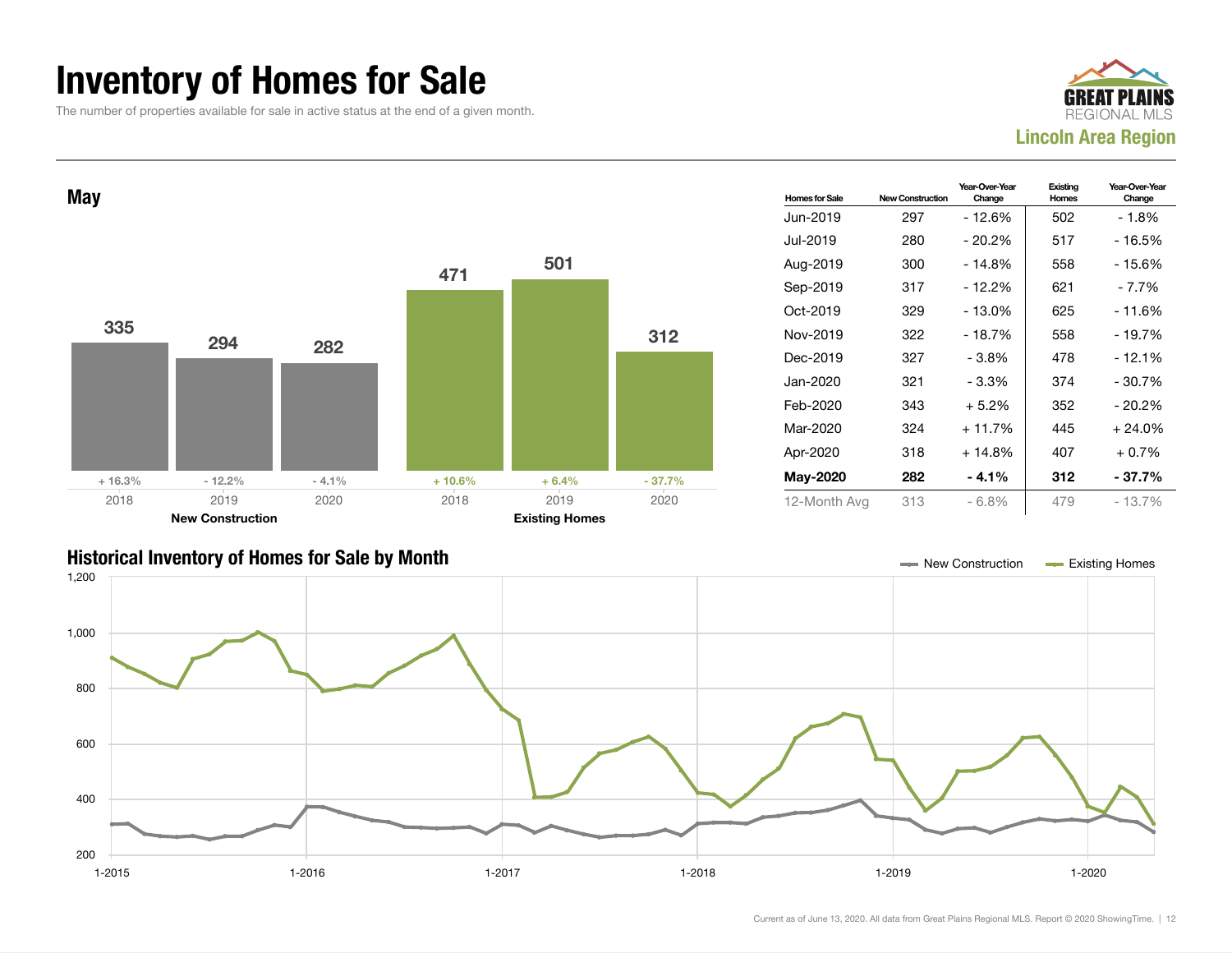# Inventory of Homes for Sale

The number of properties available for sale in active status at the end of a given month.

GREAT PLAINS REGIONAL MLS
**Lincoln Area Region**

## May

| | 2018 | 2019 | 2020 |
|---|---|---|---|
| **New Construction** | 335 | 294 | 282 |
| Change | + 16.3% | - 12.2% | - 4.1% |
| **Existing Homes** | 471 | 501 | 312 |
| Change | + 10.6% | + 6.4% | - 37.7% |

| Homes for Sale | New Construction | Year-Over-Year Change | Existing Homes | Year-Over-Year Change |
|---|---|---|---|---|
| Jun-2019 | 297 | - 12.6% | 502 | - 1.8% |
| Jul-2019 | 280 | - 20.2% | 517 | - 16.5% |
| Aug-2019 | 300 | - 14.8% | 558 | - 15.6% |
| Sep-2019 | 317 | - 12.2% | 621 | - 7.7% |
| Oct-2019 | 329 | - 13.0% | 625 | - 11.6% |
| Nov-2019 | 322 | - 18.7% | 558 | - 19.7% |
| Dec-2019 | 327 | - 3.8% | 478 | - 12.1% |
| Jan-2020 | 321 | - 3.3% | 374 | - 30.7% |
| Feb-2020 | 343 | + 5.2% | 352 | - 20.2% |
| Mar-2020 | 324 | + 11.7% | 445 | + 24.0% |
| Apr-2020 | 318 | + 14.8% | 407 | + 0.7% |
| **May-2020** | **282** | **- 4.1%** | **312** | **- 37.7%** |
| 12-Month Avg | 313 | - 6.8% | 479 | - 13.7% |

## Historical Inventory of Homes for Sale by Month

New Construction — Existing Homes

Current as of June 13, 2020. All data from Great Plains Regional MLS. Report © 2020 ShowingTime.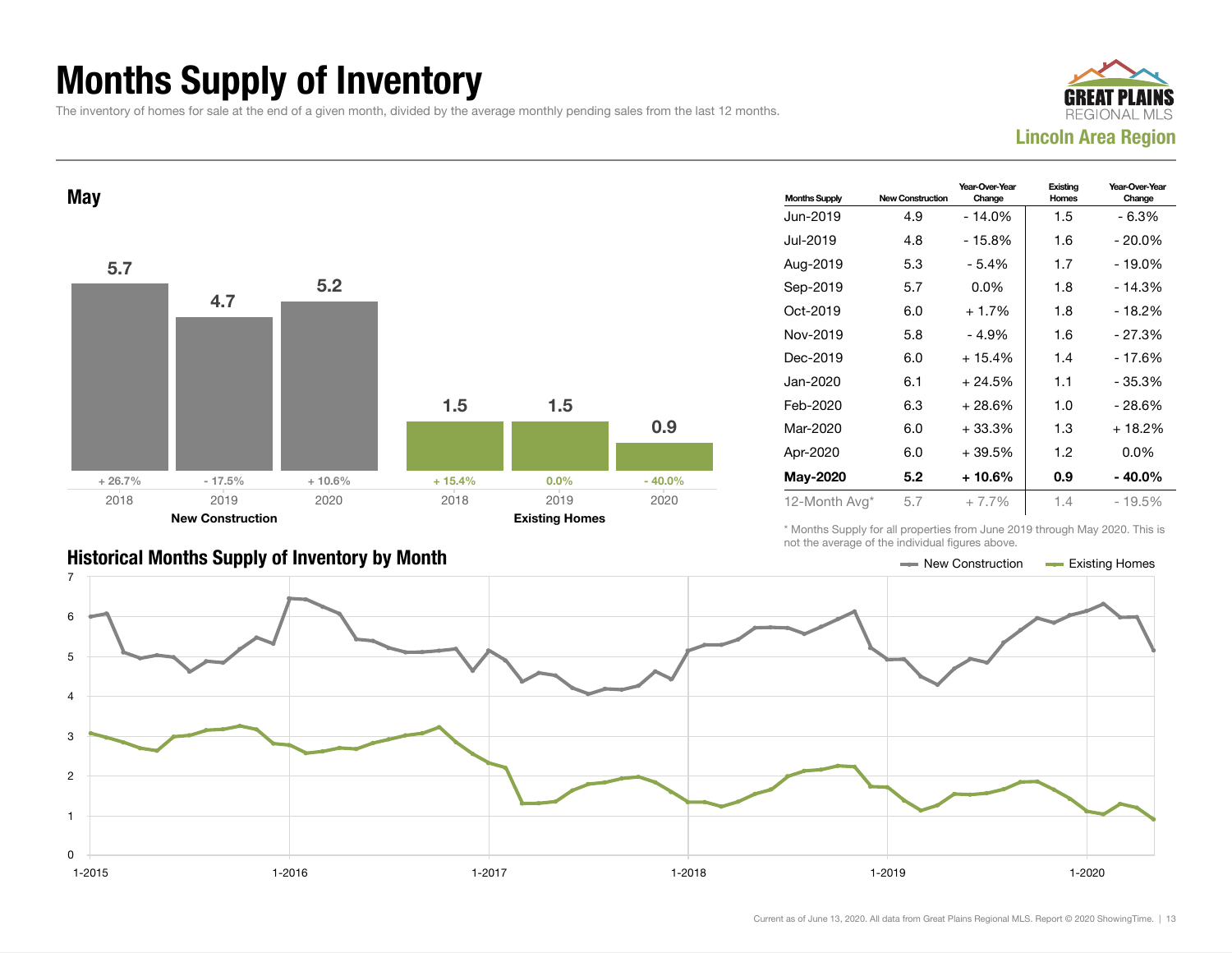# Months Supply of Inventory

The inventory of homes for sale at the end of a given month, divided by the average monthly pending sales from the last 12 months.

**Lincoln Area Region**

## May

| | 2018 | 2019 | 2020 |
|---|---|---|---|
| **New Construction** | 5.7 | 4.7 | 5.2 |
| Change | + 26.7% | - 17.5% | + 10.6% |
| **Existing Homes** | 1.5 | 1.5 | 0.9 |
| Change | + 15.4% | 0.0% | - 40.0% |

| Months Supply | New Construction | Year-Over-Year Change | Existing Homes | Year-Over-Year Change |
|---|---|---|---|---|
| Jun-2019 | 4.9 | - 14.0% | 1.5 | - 6.3% |
| Jul-2019 | 4.8 | - 15.8% | 1.6 | - 20.0% |
| Aug-2019 | 5.3 | - 5.4% | 1.7 | - 19.0% |
| Sep-2019 | 5.7 | 0.0% | 1.8 | - 14.3% |
| Oct-2019 | 6.0 | + 1.7% | 1.8 | - 18.2% |
| Nov-2019 | 5.8 | - 4.9% | 1.6 | - 27.3% |
| Dec-2019 | 6.0 | + 15.4% | 1.4 | - 17.6% |
| Jan-2020 | 6.1 | + 24.5% | 1.1 | - 35.3% |
| Feb-2020 | 6.3 | + 28.6% | 1.0 | - 28.6% |
| Mar-2020 | 6.0 | + 33.3% | 1.3 | + 18.2% |
| Apr-2020 | 6.0 | + 39.5% | 1.2 | 0.0% |
| **May-2020** | **5.2** | **+ 10.6%** | **0.9** | **- 40.0%** |
| 12-Month Avg* | 5.7 | + 7.7% | 1.4 | - 19.5% |

\* Months Supply for all properties from June 2019 through May 2020. This is not the average of the individual figures above.

## Historical Months Supply of Inventory by Month

New Construction — Existing Homes

Current as of June 13, 2020. All data from Great Plains Regional MLS. Report © 2020 ShowingTime.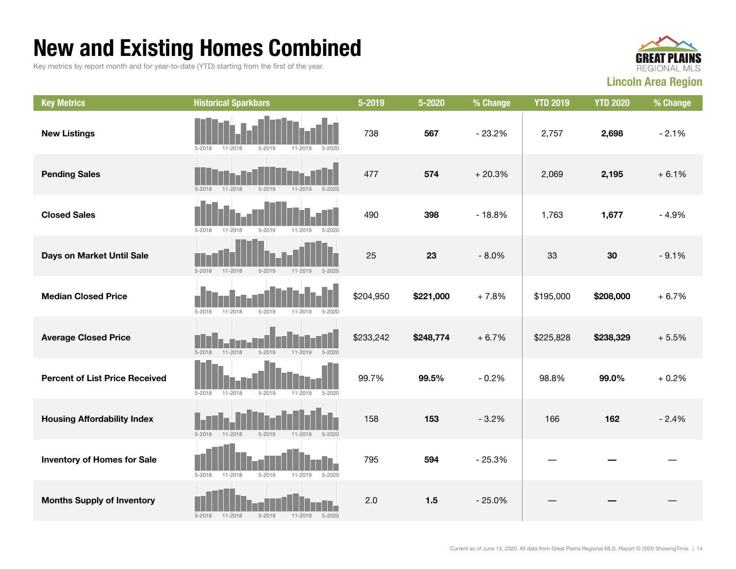# New and Existing Homes Combined

Key metrics by report month and for year-to-date (YTD) starting from the first of the year.

GREAT PLAINS REGIONAL MLS

**Lincoln Area Region**

| Key Metrics | Historical Sparkbars | 5-2019 | 5-2020 | % Change | YTD 2019 | YTD 2020 | % Change |
|---|---|---|---|---|---|---|---|
| **New Listings** | 5-2018 11-2018 5-2019 11-2019 5-2020 | 738 | **567** | - 23.2% | 2,757 | **2,698** | - 2.1% |
| **Pending Sales** | 5-2018 11-2018 5-2019 11-2019 5-2020 | 477 | **574** | + 20.3% | 2,069 | **2,195** | + 6.1% |
| **Closed Sales** | 5-2018 11-2018 5-2019 11-2019 5-2020 | 490 | **398** | - 18.8% | 1,763 | **1,677** | - 4.9% |
| **Days on Market Until Sale** | 5-2018 11-2018 5-2019 11-2019 5-2020 | 25 | **23** | - 8.0% | 33 | **30** | - 9.1% |
| **Median Closed Price** | 5-2018 11-2018 5-2019 11-2019 5-2020 | $204,950 | **$221,000** | + 7.8% | $195,000 | **$208,000** | + 6.7% |
| **Average Closed Price** | 5-2018 11-2018 5-2019 11-2019 5-2020 | $233,242 | **$248,774** | + 6.7% | $225,828 | **$238,329** | + 5.5% |
| **Percent of List Price Received** | 5-2018 11-2018 5-2019 11-2019 5-2020 | 99.7% | **99.5%** | - 0.2% | 98.8% | **99.0%** | + 0.2% |
| **Housing Affordability Index** | 5-2018 11-2018 5-2019 11-2019 5-2020 | 158 | **153** | - 3.2% | 166 | **162** | - 2.4% |
| **Inventory of Homes for Sale** | 5-2018 11-2018 5-2019 11-2019 5-2020 | 795 | **594** | - 25.3% | — | **—** | — |
| **Months Supply of Inventory** | 5-2018 11-2018 5-2019 11-2019 5-2020 | 2.0 | **1.5** | - 25.0% | — | **—** | — |

Current as of June 13, 2020. All data from Great Plains Regional MLS. Report © 2020 ShowingTime.